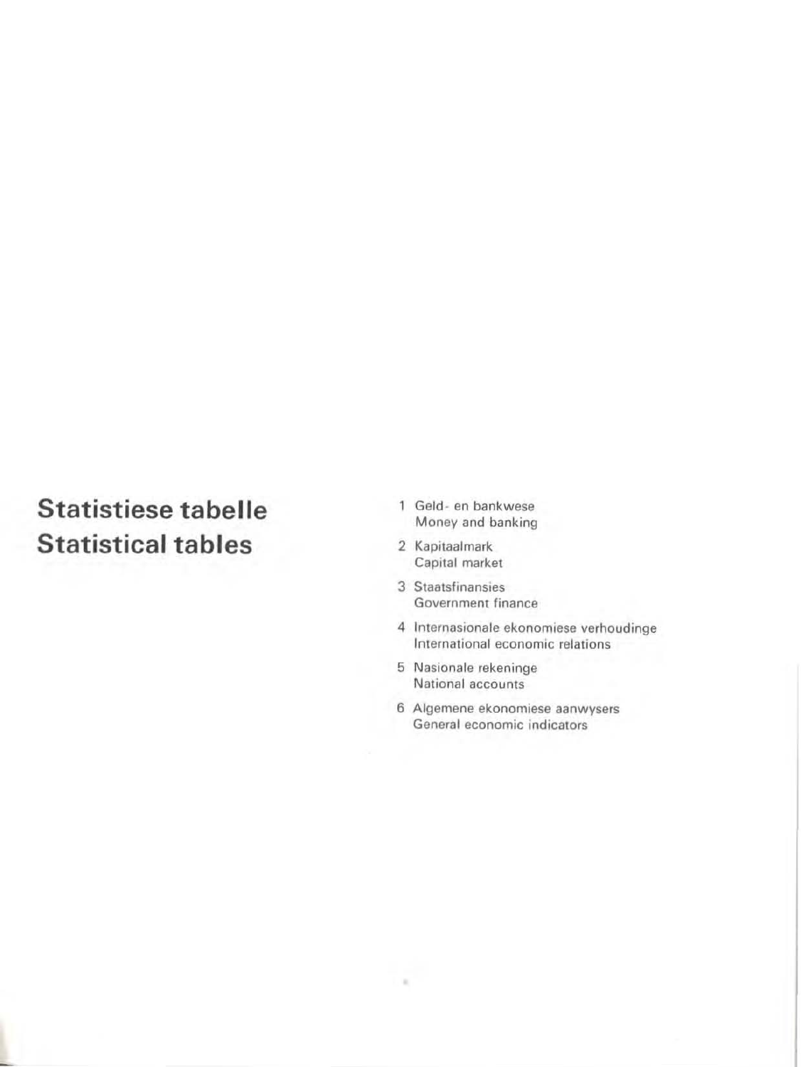# Statistiese tabelle
# Statistical tables

1. Geld- en bankwese
   Money and banking
2. Kapitaalmark
   Capital market
3. Staatsfinansies
   Government finance
4. Internasionale ekonomiese verhoudinge
   International economic relations
5. Nasionale rekeninge
   National accounts
6. Algemene ekonomiese aanwysers
   General economic indicators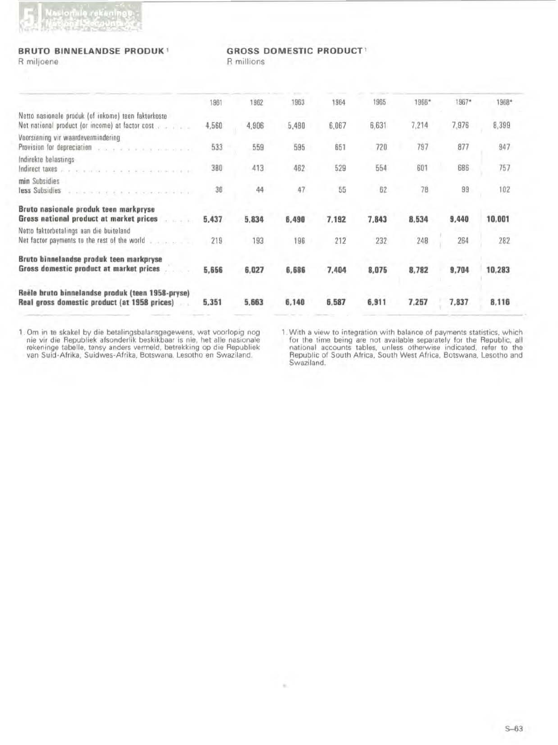## BRUTO BINNELANDSE PRODUK [1]

R miljoene

## GROSS DOMESTIC PRODUCT [1]

R millions

| | 1961 | 1962 | 1963 | 1964 | 1965 | 1966* | 1967* | 1968* |
|---|---|---|---|---|---|---|---|---|
| Netto nasionale produk (of inkome) teen faktorkoste<br>Net national product (or income) at factor cost | 4,560 | 4,906 | 5,480 | 6,067 | 6,631 | 7,214 | 7,976 | 8,399 |
| Voorsiening vir waardevermindering<br>Provision for depreciation | 533 | 559 | 595 | 651 | 720 | 797 | 877 | 947 |
| Indirekte belastings<br>Indirect taxes | 380 | 413 | 462 | 529 | 554 | 601 | 686 | 757 |
| min Subsidies<br>less Subsidies | 36 | 44 | 47 | 55 | 62 | 78 | 99 | 102 |
| **Bruto nasionale produk teen markpryse**<br>**Gross national product at market prices** | **5,437** | **5,834** | **6,490** | **7,192** | **7,843** | **8,534** | **9,440** | **10,001** |
| Netto faktorbetalings aan die buiteland<br>Net factor payments to the rest of the world | 219 | 193 | 196 | 212 | 232 | 248 | 264 | 282 |
| **Bruto binnelandse produk teen markpryse**<br>**Gross domestic product at market prices** | **5,656** | **6,027** | **6,686** | **7,404** | **8,075** | **8,782** | **9,704** | **10,283** |
| **Reële bruto binnelandse produk (teen 1958-pryse)**<br>**Real gross domestic product (at 1958 prices)** | **5,351** | **5,663** | **6,140** | **6,587** | **6,911** | **7,257** | **7,837** | **8,116** |

1. Om in te skakel by die betalingsbalansgegewens, wat voorlopig nog nie vir die Republiek afsonderlik beskikbaar is nie, het alle nasionale rekeninge tabelle, tensy anders vermeld, betrekking op die Republiek van Suid-Afrika, Suidwes-Afrika, Botswana, Lesotho en Swaziland.

1. With a view to integration with balance of payments statistics, which for the time being are not available separately for the Republic, all national accounts tables, unless otherwise indicated, refer to the Republic of South Africa, South West Africa, Botswana, Lesotho and Swaziland.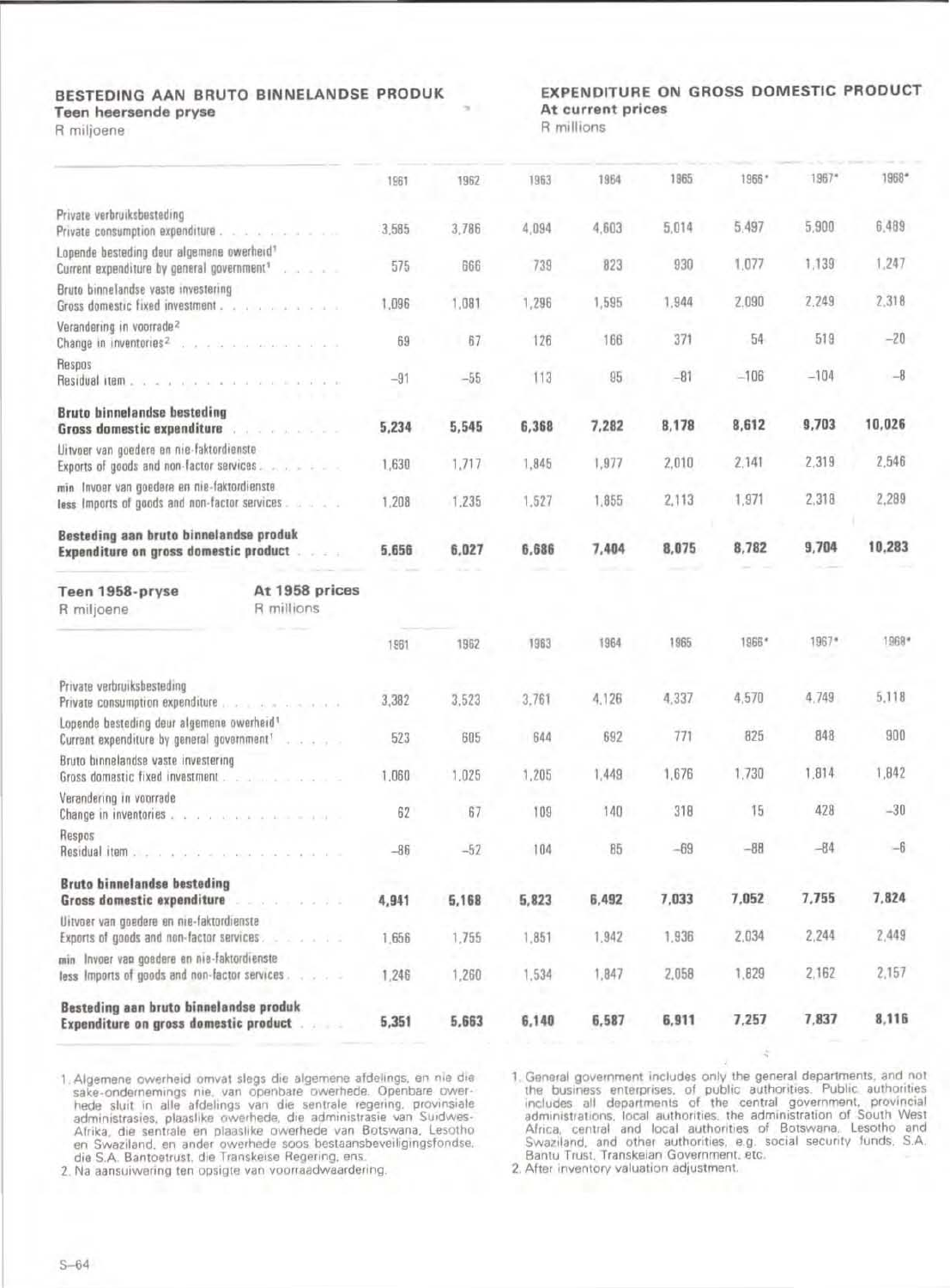# BESTEDING AAN BRUTO BINNELANDSE PRODUK

**Teen heersende pryse**

R miljoene

# EXPENDITURE ON GROSS DOMESTIC PRODUCT

**At current prices**

R millions

| | 1961 | 1962 | 1963 | 1964 | 1965 | 1966* | 1967* | 1968* |
|---|---|---|---|---|---|---|---|---|
| Private verbruiksbesteding<br>Private consumption expenditure | 3,585 | 3,786 | 4,094 | 4,603 | 5,014 | 5,497 | 5,900 | 6,489 |
| Lopende besteding deur algemene owerheid[1]<br>Current expenditure by general government[1] | 575 | 666 | 739 | 823 | 930 | 1,077 | 1,139 | 1,247 |
| Bruto binnelandse vaste investering<br>Gross domestic fixed investment | 1,096 | 1,081 | 1,296 | 1,595 | 1,944 | 2,090 | 2,249 | 2,318 |
| Verandering in voorrade[2]<br>Change in inventories[2] | 69 | 67 | 126 | 166 | 371 | 54 | 519 | −20 |
| Respos<br>Residual item | −91 | −55 | 113 | 95 | −81 | −106 | −104 | −8 |
| **Bruto binnelandse besteding**<br>**Gross domestic expenditure** | **5,234** | **5,545** | **6,368** | **7,282** | **8,178** | **8,612** | **9,703** | **10,026** |
| Uitvoer van goedere en nie-faktordienste<br>Exports of goods and non-factor services | 1,630 | 1,717 | 1,845 | 1,977 | 2,010 | 2,141 | 2,319 | 2,546 |
| min Invoer van goedere en nie-faktordienste<br>less Imports of goods and non-factor services | 1,208 | 1,235 | 1,527 | 1,855 | 2,113 | 1,971 | 2,318 | 2,289 |
| **Besteding aan bruto binnelandse produk**<br>**Expenditure on gross domestic product** | **5,656** | **6,027** | **6,686** | **7,404** | **8,075** | **8,782** | **9,704** | **10,283** |

**Teen 1958-pryse** — **At 1958 prices**

R miljoene — R millions

| | 1961 | 1962 | 1963 | 1964 | 1965 | 1966* | 1967* | 1968* |
|---|---|---|---|---|---|---|---|---|
| Private verbruiksbesteding<br>Private consumption expenditure | 3,382 | 3,523 | 3,761 | 4,126 | 4,337 | 4,570 | 4,749 | 5,118 |
| Lopende besteding deur algemene owerheid[1]<br>Current expenditure by general government[1] | 523 | 605 | 644 | 692 | 771 | 825 | 848 | 900 |
| Bruto binnelandse vaste investering<br>Gross domestic fixed investment | 1,060 | 1,025 | 1,205 | 1,449 | 1,676 | 1,730 | 1,814 | 1,842 |
| Verandering in voorrade<br>Change in inventories | 62 | 67 | 109 | 140 | 318 | 15 | 428 | −30 |
| Respos<br>Residual item | −86 | −52 | 104 | 85 | −69 | −88 | −84 | −6 |
| **Bruto binnelandse besteding**<br>**Gross domestic expenditure** | **4,941** | **5,168** | **5,823** | **6,492** | **7,033** | **7,052** | **7,755** | **7,824** |
| Uitvoer van goedere en nie-faktordienste<br>Exports of goods and non-factor services | 1,656 | 1,755 | 1,851 | 1,942 | 1,936 | 2,034 | 2,244 | 2,449 |
| min Invoer van goedere en nie-faktordienste<br>less Imports of goods and non-factor services | 1,246 | 1,260 | 1,534 | 1,847 | 2,058 | 1,829 | 2,162 | 2,157 |
| **Besteding aan bruto binnelandse produk**<br>**Expenditure on gross domestic product** | **5,351** | **5,663** | **6,140** | **6,587** | **6,911** | **7,257** | **7,837** | **8,116** |

1. Algemene owerheid omvat slegs die algemene afdelings, en nie die sake-ondernemings nie, van openbare owerhede. Openbare owerhede sluit in alle afdelings van die sentrale regering, provinsiale administrasies, plaaslike owerhede, die administrasie van Suidwes-Afrika, die sentrale en plaaslike owerhede van Botswana, Lesotho en Swaziland, en ander owerhede soos bestaansbeveiligingsfondse, die S.A. Bantoetrust, die Transkeise Regering, ens.
2. Na aansuiwering ten opsigte van voorraadwaardering.

1. General government includes only the general departments, and not the business enterprises, of public authorities. Public authorities includes all departments of the central government, provincial administrations, local authorities, the administration of South West Africa, central and local authorities of Botswana, Lesotho and Swaziland, and other authorities, e.g. social security funds, S.A. Bantu Trust, Transkeian Government, etc.
2. After inventory valuation adjustment.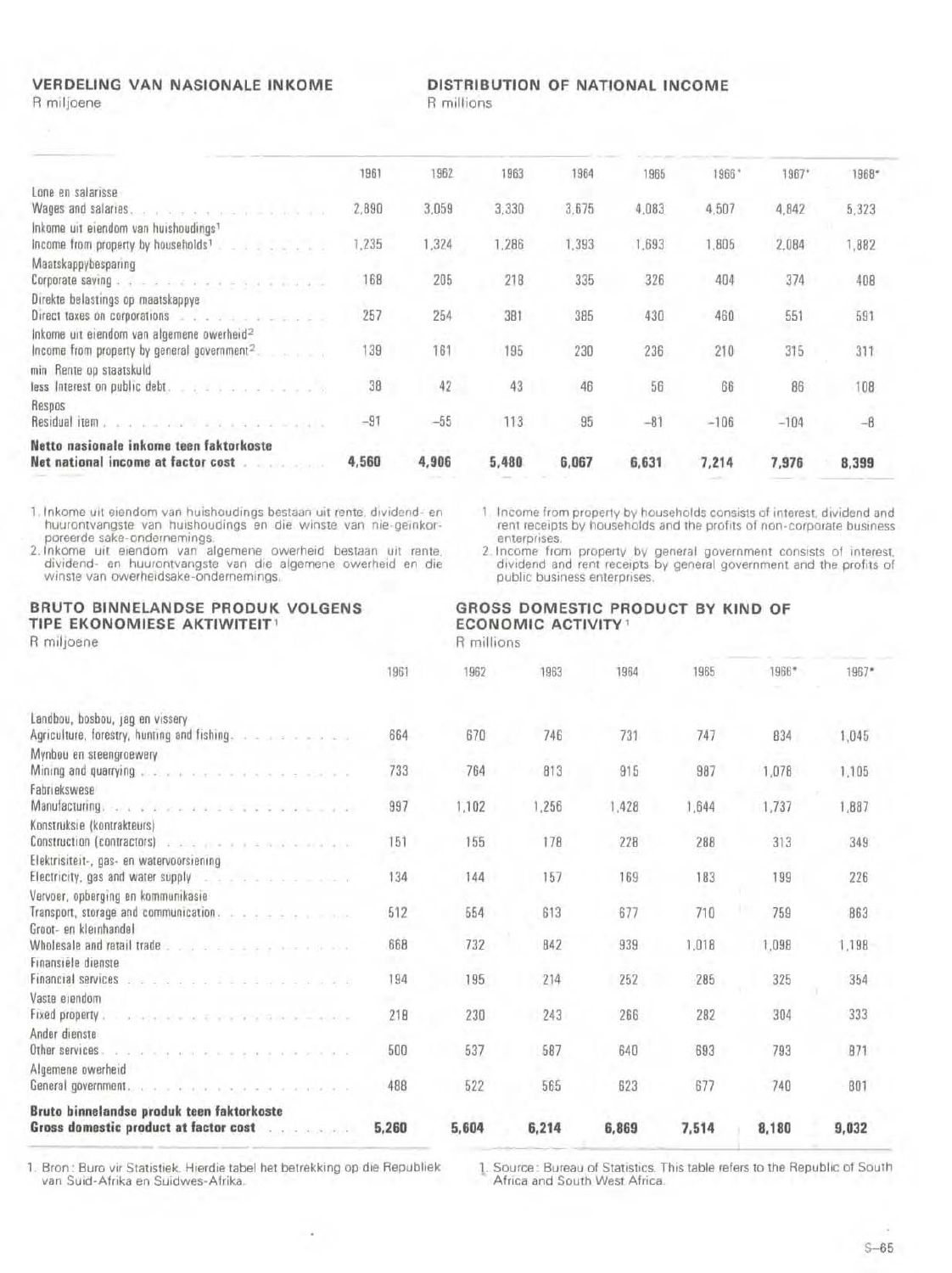## VERDELING VAN NASIONALE INKOME
R miljoene

## DISTRIBUTION OF NATIONAL INCOME
R millions

| | 1961 | 1962 | 1963 | 1964 | 1965 | 1966* | 1967* | 1968* |
|---|---|---|---|---|---|---|---|---|
| Lone en salarisse<br>Wages and salaries | 2,890 | 3,059 | 3,330 | 3,675 | 4,083 | 4,507 | 4,842 | 5,323 |
| Inkome uit eiendom van huishoudings[1]<br>Income from property by households[1] | 1,235 | 1,324 | 1,286 | 1,393 | 1,693 | 1,805 | 2,084 | 1,882 |
| Maatskappybesparing<br>Corporate saving | 168 | 205 | 218 | 335 | 326 | 404 | 374 | 408 |
| Direkte belastings op maatskappye<br>Direct taxes on corporations | 257 | 254 | 381 | 385 | 430 | 460 | 551 | 591 |
| Inkome uit eiendom van algemene owerheid[2]<br>Income from property by general government[2] | 139 | 161 | 195 | 230 | 236 | 210 | 315 | 311 |
| min Rente op staatskuld<br>less Interest on public debt | 38 | 42 | 43 | 46 | 56 | 66 | 86 | 108 |
| Respos<br>Residual item | −91 | −55 | 113 | 95 | −81 | −106 | −104 | −8 |
| **Netto nasionale inkome teen faktorkoste<br>Net national income at factor cost** | **4,560** | **4,906** | **5,480** | **6,067** | **6,631** | **7,214** | **7,976** | **8,399** |

1. Inkome uit eiendom van huishoudings bestaan uit rente, dividend- en huurontvangste van huishoudings en die winste van nie-geïnkorporeerde sake-ondernemings.
2. Inkome uit eiendom van algemene owerheid bestaan uit rente, dividend- en huurontvangste van die algemene owerheid en die winste van owerheidsake-ondernemings.

1. Income from property by households consists of interest, dividend and rent receipts by households and the profits of non-corporate business enterprises.
2. Income from property by general government consists of interest, dividend and rent receipts by general government and the profits of public business enterprises.

## BRUTO BINNELANDSE PRODUK VOLGENS TIPE EKONOMIESE AKTIWITEIT[1]
R miljoene

## GROSS DOMESTIC PRODUCT BY KIND OF ECONOMIC ACTIVITY[1]
R millions

| | 1961 | 1962 | 1963 | 1964 | 1965 | 1966* | 1967* |
|---|---|---|---|---|---|---|---|
| Landbou, bosbou, jag en vissery<br>Agriculture, forestry, hunting and fishing | 664 | 670 | 746 | 731 | 747 | 834 | 1,045 |
| Mynbou en steengroewery<br>Mining and quarrying | 733 | 764 | 813 | 915 | 987 | 1,078 | 1,105 |
| Fabriekswese<br>Manufacturing | 997 | 1,102 | 1,256 | 1,428 | 1,644 | 1,737 | 1,887 |
| Konstruksie (kontrakteurs)<br>Construction (contractors) | 151 | 155 | 178 | 228 | 288 | 313 | 349 |
| Elektrisiteit-, gas- en watervoorsiening<br>Electricity, gas and water supply | 134 | 144 | 157 | 169 | 183 | 199 | 226 |
| Vervoer, opberging en kommunikasie<br>Transport, storage and communication | 512 | 564 | 613 | 677 | 710 | 759 | 863 |
| Groot- en kleinhandel<br>Wholesale and retail trade | 668 | 732 | 842 | 939 | 1,018 | 1,098 | 1,198 |
| Finansiële dienste<br>Financial services | 194 | 195 | 214 | 252 | 285 | 325 | 354 |
| Vaste eiendom<br>Fixed property | 218 | 230 | 243 | 266 | 282 | 304 | 333 |
| Ander dienste<br>Other services | 500 | 537 | 587 | 640 | 693 | 793 | 871 |
| Algemene owerheid<br>General government | 488 | 522 | 565 | 623 | 677 | 740 | 801 |
| **Bruto binnelandse produk teen faktorkoste<br>Gross domestic product at factor cost** | **5,260** | **5,604** | **6,214** | **6,869** | **7,514** | **8,180** | **9,032** |

1. Bron: Buro vir Statistiek. Hierdie tabel het betrekking op die Republiek van Suid-Afrika en Suidwes-Afrika.

1. Source: Bureau of Statistics. This table refers to the Republic of South Africa and South West Africa.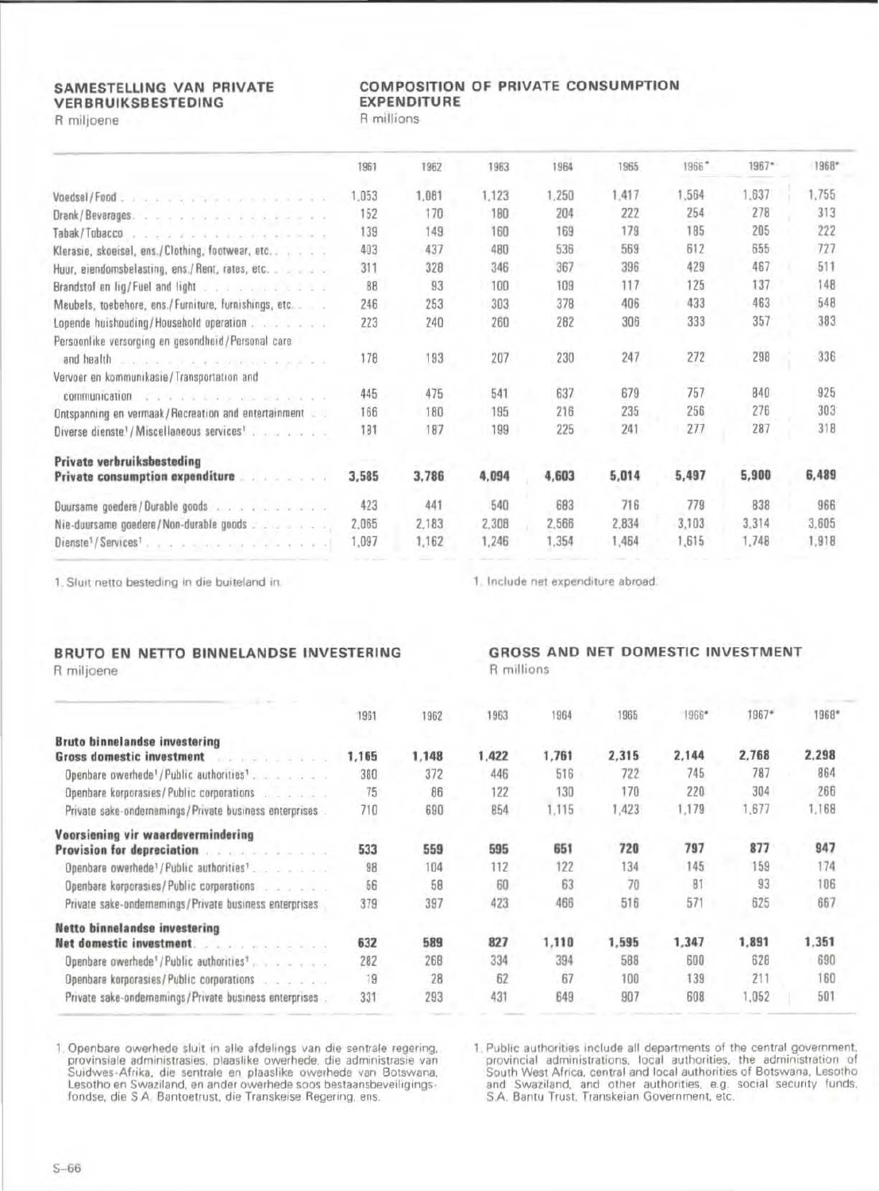## SAMESTELLING VAN PRIVATE VERBRUIKSBESTEDING

R miljoene

## COMPOSITION OF PRIVATE CONSUMPTION EXPENDITURE

R millions

| | 1961 | 1962 | 1963 | 1964 | 1965 | 1966* | 1967* | 1968* |
|---|---|---|---|---|---|---|---|---|
| Voedsel/Food | 1,053 | 1,081 | 1,123 | 1,250 | 1,417 | 1,564 | 1,637 | 1,755 |
| Drank/Beverages | 152 | 170 | 180 | 204 | 222 | 254 | 278 | 313 |
| Tabak/Tobacco | 139 | 149 | 160 | 169 | 179 | 185 | 205 | 222 |
| Klerasie, skoeisel, ens./Clothing, footwear, etc. | 403 | 437 | 480 | 536 | 569 | 612 | 655 | 727 |
| Huur, eiendomsbelasting, ens./Rent, rates, etc. | 311 | 328 | 346 | 367 | 396 | 429 | 467 | 511 |
| Brandstof en lig/Fuel and light | 88 | 93 | 100 | 109 | 117 | 125 | 137 | 148 |
| Meubels, toebehore, ens./Furniture, furnishings, etc. | 246 | 253 | 303 | 378 | 406 | 433 | 463 | 548 |
| Lopende huishouding/Household operation | 223 | 240 | 260 | 282 | 306 | 333 | 357 | 383 |
| Persoonlike versorging en gesondheid/Personal care and health | 178 | 193 | 207 | 230 | 247 | 272 | 298 | 336 |
| Vervoer en kommunikasie/Transportation and communication | 445 | 475 | 541 | 637 | 679 | 757 | 840 | 925 |
| Ontspanning en vermaak/Recreation and entertainment | 166 | 180 | 195 | 216 | 235 | 256 | 276 | 303 |
| Diverse dienste[1]/Miscellaneous services[1] | 181 | 187 | 199 | 225 | 241 | 277 | 287 | 318 |
| **Private verbruiksbesteding Private consumption expenditure** | **3,585** | **3,786** | **4,094** | **4,603** | **5,014** | **5,497** | **5,900** | **6,489** |
| Duursame goedere/Durable goods | 423 | 441 | 540 | 683 | 716 | 779 | 838 | 966 |
| Nie-duursame goedere/Non-durable goods | 2,065 | 2,183 | 2,308 | 2,566 | 2,834 | 3,103 | 3,314 | 3,605 |
| Dienste[1]/Services[1] | 1,097 | 1,162 | 1,246 | 1,354 | 1,464 | 1,615 | 1,748 | 1,918 |

1. Sluit netto besteding in die buiteland in.

1. Include net expenditure abroad.

## BRUTO EN NETTO BINNELANDSE INVESTERING

R miljoene

## GROSS AND NET DOMESTIC INVESTMENT

R millions

| | 1961 | 1962 | 1963 | 1964 | 1965 | 1966* | 1967* | 1968* |
|---|---|---|---|---|---|---|---|---|
| **Bruto binnelandse investering Gross domestic investment** | **1,165** | **1,148** | **1,422** | **1,761** | **2,315** | **2,144** | **2,768** | **2,298** |
| Openbare owerhede[1]/Public authorities[1] | 380 | 372 | 446 | 516 | 722 | 745 | 787 | 864 |
| Openbare korporasies/Public corporations | 75 | 86 | 122 | 130 | 170 | 220 | 304 | 266 |
| Private sake-ondernemings/Private business enterprises | 710 | 690 | 854 | 1,115 | 1,423 | 1,179 | 1,677 | 1,168 |
| **Voorsiening vir waardevermindering Provision for depreciation** | **533** | **559** | **595** | **651** | **720** | **797** | **877** | **947** |
| Openbare owerhede[1]/Public authorities[1] | 98 | 104 | 112 | 122 | 134 | 145 | 159 | 174 |
| Openbare korporasies/Public corporations | 56 | 58 | 60 | 63 | 70 | 81 | 93 | 106 |
| Private sake-ondernemings/Private business enterprises | 379 | 397 | 423 | 466 | 516 | 571 | 625 | 667 |
| **Netto binnelandse investering Net domestic investment** | **632** | **589** | **827** | **1,110** | **1,595** | **1,347** | **1,891** | **1,351** |
| Openbare owerhede[1]/Public authorities[1] | 282 | 268 | 334 | 394 | 588 | 600 | 628 | 690 |
| Openbare korporasies/Public corporations | 19 | 28 | 62 | 67 | 100 | 139 | 211 | 160 |
| Private sake-ondernemings/Private business enterprises | 331 | 293 | 431 | 649 | 907 | 608 | 1,052 | 501 |

1. Openbare owerhede sluit in alle afdelings van die sentrale regering, provinsiale administrasies, plaaslike owerhede, die administrasie van Suidwes-Afrika, die sentrale en plaaslike owerhede van Botswana, Lesotho en Swaziland, en ander owerhede soos bestaansbeveiligingsfondse, die S.A. Bantoetrust, die Transkeise Regering, ens.

1. Public authorities include all departments of the central government, provincial administrations, local authorities, the administration of South West Africa, central and local authorities of Botswana, Lesotho and Swaziland, and other authorities, e.g. social security funds, S.A. Bantu Trust, Transkeian Government, etc.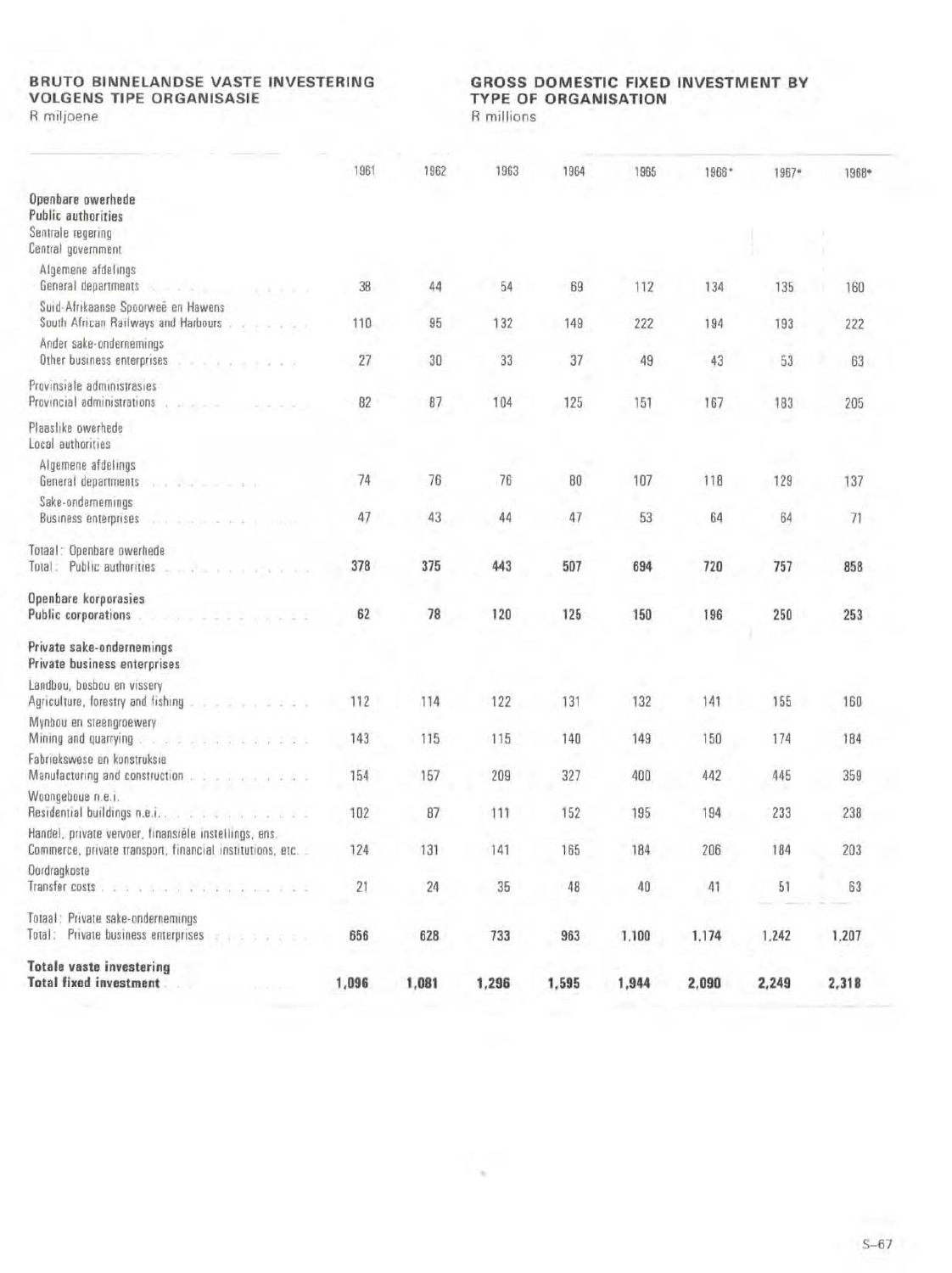**BRUTO BINNELANDSE VASTE INVESTERING VOLGENS TIPE ORGANISASIE**
R miljoene

**GROSS DOMESTIC FIXED INVESTMENT BY TYPE OF ORGANISATION**
R millions

| | 1961 | 1962 | 1963 | 1964 | 1965 | 1966* | 1967* | 1968* |
|---|---|---|---|---|---|---|---|---|
| **Openbare owerhede / Public authorities** | | | | | | | | |
| Sentrale regering / Central government | | | | | | | | |
| Algemene afdelings / General departments | 38 | 44 | 54 | 69 | 112 | 134 | 135 | 160 |
| Suid-Afrikaanse Spoorweë en Hawens / South African Railways and Harbours | 110 | 95 | 132 | 149 | 222 | 194 | 193 | 222 |
| Ander sake-ondernemings / Other business enterprises | 27 | 30 | 33 | 37 | 49 | 43 | 53 | 63 |
| Provinsiale administrasies / Provincial administrations | 82 | 87 | 104 | 125 | 151 | 167 | 183 | 205 |
| Plaaslike owerhede / Local authorities | | | | | | | | |
| Algemene afdelings / General departments | 74 | 76 | 76 | 80 | 107 | 118 | 129 | 137 |
| Sake-ondernemings / Business enterprises | 47 | 43 | 44 | 47 | 53 | 64 | 64 | 71 |
| Totaal: Openbare owerhede / Total: Public authorities | **378** | **375** | **443** | **507** | **694** | **720** | **757** | **858** |
| **Openbare korporasies / Public corporations** | **62** | **78** | **120** | **125** | **150** | **196** | **250** | **253** |
| **Private sake-ondernemings / Private business enterprises** | | | | | | | | |
| Landbou, bosbou en vissery / Agriculture, forestry and fishing | 112 | 114 | 122 | 131 | 132 | 141 | 155 | 160 |
| Mynbou en steengroewery / Mining and quarrying | 143 | 115 | 115 | 140 | 149 | 150 | 174 | 184 |
| Fabriekswese en konstruksie / Manufacturing and construction | 154 | 157 | 209 | 327 | 400 | 442 | 445 | 359 |
| Woongeboue n.e.i. / Residential buildings n.e.i. | 102 | 87 | 111 | 152 | 195 | 194 | 233 | 238 |
| Handel, private vervoer, finansiële instellings, ens. / Commerce, private transport, financial institutions, etc. | 124 | 131 | 141 | 165 | 184 | 206 | 184 | 203 |
| Oordragkoste / Transfer costs | 21 | 24 | 35 | 48 | 40 | 41 | 51 | 63 |
| Totaal: Private sake-ondernemings / Total: Private business enterprises | **656** | **628** | **733** | **963** | **1,100** | **1,174** | **1,242** | **1,207** |
| **Totale vaste investering / Total fixed investment** | **1,096** | **1,081** | **1,296** | **1,595** | **1,944** | **2,090** | **2,249** | **2,318** |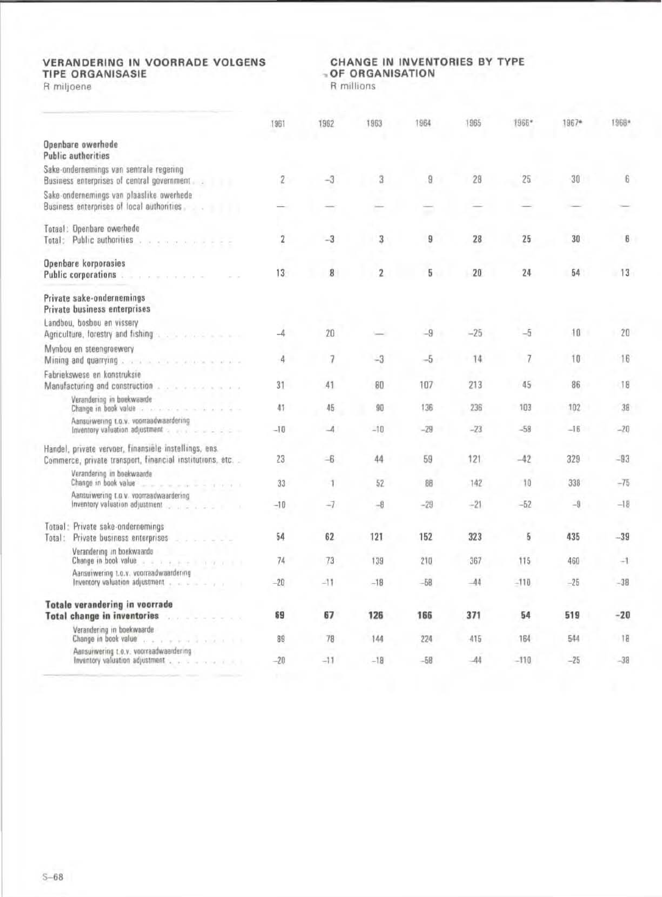# VERANDERING IN VOORRADE VOLGENS TIPE ORGANISASIE

R miljoene

# CHANGE IN INVENTORIES BY TYPE OF ORGANISATION

R millions

| | 1961 | 1962 | 1963 | 1964 | 1965 | 1966* | 1967* | 1968* |
|---|---|---|---|---|---|---|---|---|
| **Openbare owerhede / Public authorities** | | | | | | | | |
| Sake-ondernemings van sentrale regering / Business enterprises of central government | 2 | −3 | 3 | 9 | 28 | 25 | 30 | 6 |
| Sake-ondernemings van plaaslike owerhede / Business enterprises of local authorities | — | — | — | — | — | — | — | — |
| Totaal: Openbare owerhede / Total: Public authorities | 2 | −3 | 3 | 9 | 28 | 25 | 30 | 6 |
| **Openbare korporasies / Public corporations** | 13 | 8 | 2 | 5 | 20 | 24 | 54 | 13 |
| **Private sake-ondernemings / Private business enterprises** | | | | | | | | |
| Landbou, bosbou en vissery / Agriculture, forestry and fishing | −4 | 20 | — | −9 | −25 | −5 | 10 | 20 |
| Mynbou en steengroewery / Mining and quarrying | 4 | 7 | −3 | −5 | 14 | 7 | 10 | 16 |
| Fabriekswese en konstruksie / Manufacturing and construction | 31 | 41 | 80 | 107 | 213 | 45 | 86 | 18 |
| Verandering in boekwaarde / Change in book value | 41 | 45 | 90 | 136 | 236 | 103 | 102 | 38 |
| Aansuiwering t.o.v. voorraadwaardering / Inventory valuation adjustment | −10 | −4 | −10 | −29 | −23 | −58 | −16 | −20 |
| Handel, private vervoer, finansiële instellings, ens. / Commerce, private transport, financial institutions, etc. | 23 | −6 | 44 | 59 | 121 | −42 | 329 | −93 |
| Verandering in boekwaarde / Change in book value | 33 | 1 | 52 | 88 | 142 | 10 | 338 | −75 |
| Aansuiwering t.o.v. voorraadwaardering / Inventory valuation adjustment | −10 | −7 | −8 | −29 | −21 | −52 | −9 | −18 |
| Totaal: Private sake-ondernemings / Total: Private business enterprises | 54 | 62 | 121 | 152 | 323 | 5 | 435 | −39 |
| Verandering in boekwaarde / Change in book value | 74 | 73 | 139 | 210 | 367 | 115 | 460 | −1 |
| Aansuiwering t.o.v. voorraadwaardering / Inventory valuation adjustment | −20 | −11 | −18 | −58 | −44 | −110 | −25 | −38 |
| **Totale verandering in voorrade / Total change in inventories** | **69** | **67** | **126** | **166** | **371** | **54** | **519** | **−20** |
| Verandering in boekwaarde / Change in book value | 89 | 78 | 144 | 224 | 415 | 164 | 544 | 18 |
| Aansuiwering t.o.v. voorraadwaardering / Inventory valuation adjustment | −20 | −11 | −18 | −58 | −44 | −110 | −25 | −38 |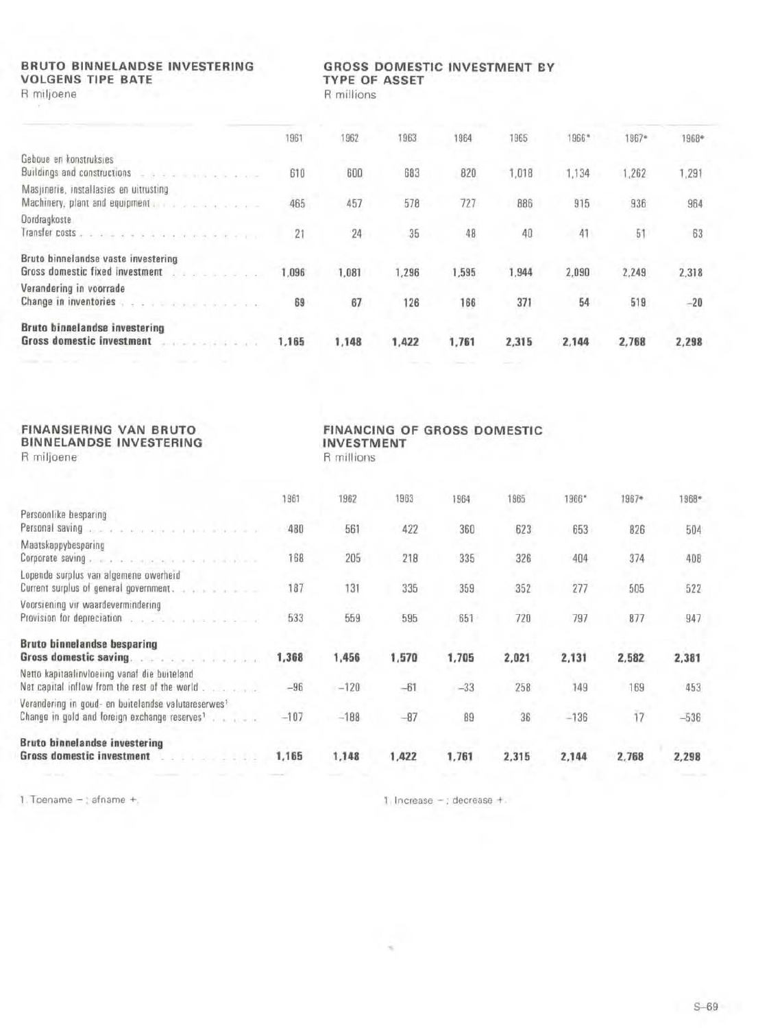## BRUTO BINNELANDSE INVESTERING VOLGENS TIPE BATE
R miljoene

## GROSS DOMESTIC INVESTMENT BY TYPE OF ASSET
R millions

| | 1961 | 1962 | 1963 | 1964 | 1965 | 1966* | 1967* | 1968* |
|---|---|---|---|---|---|---|---|---|
| Geboue en konstruksies<br>Buildings and constructions | 610 | 600 | 683 | 820 | 1,018 | 1,134 | 1,262 | 1,291 |
| Masjinerie, installasies en uitrusting<br>Machinery, plant and equipment | 465 | 457 | 578 | 727 | 886 | 915 | 936 | 964 |
| Oordragkoste<br>Transfer costs | 21 | 24 | 35 | 48 | 40 | 41 | 51 | 63 |
| Bruto binnelandse vaste investering<br>Gross domestic fixed investment | 1,096 | 1,081 | 1,296 | 1,595 | 1,944 | 2,090 | 2,249 | 2,318 |
| Verandering in voorrade<br>Change in inventories | 69 | 67 | 126 | 166 | 371 | 54 | 519 | −20 |
| **Bruto binnelandse investering<br>Gross domestic investment** | **1,165** | **1,148** | **1,422** | **1,761** | **2,315** | **2,144** | **2,768** | **2,298** |

## FINANSIERING VAN BRUTO BINNELANDSE INVESTERING
R miljoene

## FINANCING OF GROSS DOMESTIC INVESTMENT
R millions

| | 1961 | 1962 | 1963 | 1964 | 1965 | 1966* | 1967* | 1968* |
|---|---|---|---|---|---|---|---|---|
| Persoonlike besparing<br>Personal saving | 480 | 561 | 422 | 360 | 623 | 653 | 826 | 504 |
| Maatskappybesparing<br>Corporate saving | 168 | 205 | 218 | 335 | 326 | 404 | 374 | 408 |
| Lopende surplus van algemene owerheid<br>Current surplus of general government | 187 | 131 | 335 | 359 | 352 | 277 | 505 | 522 |
| Voorsiening vir waardevermindering<br>Provision for depreciation | 533 | 559 | 595 | 651 | 720 | 797 | 877 | 947 |
| **Bruto binnelandse besparing<br>Gross domestic saving** | **1,368** | **1,456** | **1,570** | **1,705** | **2,021** | **2,131** | **2,582** | **2,381** |
| Netto kapitaalinvloeiing vanaf die buiteland<br>Net capital inflow from the rest of the world | −96 | −120 | −61 | −33 | 258 | 149 | 169 | 453 |
| Verandering in goud- en buitelandse valutareserwes[1]<br>Change in gold and foreign exchange reserves[1] | −107 | −188 | −87 | 89 | 36 | −136 | 17 | −536 |
| **Bruto binnelandse investering<br>Gross domestic investment** | **1,165** | **1,148** | **1,422** | **1,761** | **2,315** | **2,144** | **2,768** | **2,298** |

1. Toename −; afname +.

1. Increase −; decrease +.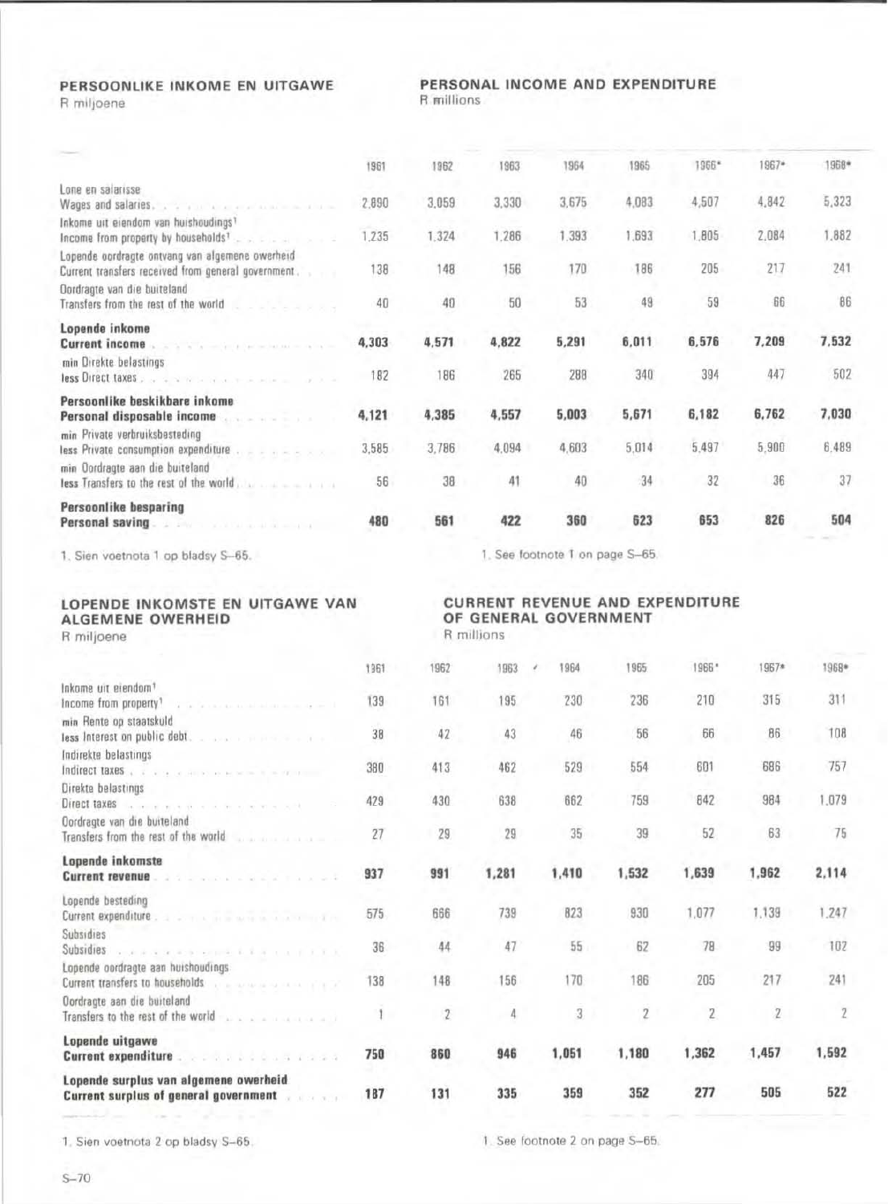## PERSOONLIKE INKOME EN UITGAWE

R miljoene

## PERSONAL INCOME AND EXPENDITURE

R millions

| | 1961 | 1962 | 1963 | 1964 | 1965 | 1966* | 1967* | 1968* |
|---|---|---|---|---|---|---|---|---|
| Lone en salarisse<br>Wages and salaries | 2,890 | 3,059 | 3,330 | 3,675 | 4,083 | 4,507 | 4,842 | 5,323 |
| Inkome uit eiendom van huishoudings[1]<br>Income from property by households[1] | 1,235 | 1,324 | 1,286 | 1,393 | 1,693 | 1,805 | 2,084 | 1,882 |
| Lopende oordragte ontvang van algemene owerheid<br>Current transfers received from general government | 138 | 148 | 156 | 170 | 186 | 205 | 217 | 241 |
| Oordragte van die buiteland<br>Transfers from the rest of the world | 40 | 40 | 50 | 53 | 49 | 59 | 66 | 86 |
| **Lopende inkome<br>Current income** | **4,303** | **4,571** | **4,822** | **5,291** | **6,011** | **6,576** | **7,209** | **7,532** |
| min Direkte belastings<br>less Direct taxes | 182 | 186 | 265 | 288 | 340 | 394 | 447 | 502 |
| **Persoonlike beskikbare inkome<br>Personal disposable income** | **4,121** | **4,385** | **4,557** | **5,003** | **5,671** | **6,182** | **6,762** | **7,030** |
| min Private verbruiksbesteding<br>less Private consumption expenditure | 3,585 | 3,786 | 4,094 | 4,603 | 5,014 | 5,497 | 5,900 | 6,489 |
| min Oordragte aan die buiteland<br>less Transfers to the rest of the world | 56 | 38 | 41 | 40 | 34 | 32 | 36 | 37 |
| **Persoonlike besparing<br>Personal saving** | **480** | **561** | **422** | **360** | **623** | **653** | **826** | **504** |

1. Sien voetnota 1 op bladsy S–65.

1. See footnote 1 on page S–65.

## LOPENDE INKOMSTE EN UITGAWE VAN ALGEMENE OWERHEID

R miljoene

## CURRENT REVENUE AND EXPENDITURE OF GENERAL GOVERNMENT

R millions

| | 1961 | 1962 | 1963 | 1964 | 1965 | 1966* | 1967* | 1968* |
|---|---|---|---|---|---|---|---|---|
| Inkome uit eiendom[1]<br>Income from property[1] | 139 | 161 | 195 | 230 | 236 | 210 | 315 | 311 |
| min Rente op staatskuld<br>less Interest on public debt | 38 | 42 | 43 | 46 | 56 | 66 | 86 | 108 |
| Indirekte belastings<br>Indirect taxes | 380 | 413 | 462 | 529 | 554 | 601 | 686 | 757 |
| Direkte belastings<br>Direct taxes | 429 | 430 | 638 | 662 | 759 | 842 | 984 | 1,079 |
| Oordragte van die buiteland<br>Transfers from the rest of the world | 27 | 29 | 29 | 35 | 39 | 52 | 63 | 75 |
| **Lopende inkomste<br>Current revenue** | **937** | **991** | **1,281** | **1,410** | **1,532** | **1,639** | **1,962** | **2,114** |
| Lopende besteding<br>Current expenditure | 575 | 666 | 739 | 823 | 930 | 1,077 | 1,139 | 1,247 |
| Subsidies<br>Subsidies | 36 | 44 | 47 | 55 | 62 | 78 | 99 | 102 |
| Lopende oordragte aan huishoudings<br>Current transfers to households | 138 | 148 | 156 | 170 | 186 | 205 | 217 | 241 |
| Oordragte aan die buiteland<br>Transfers to the rest of the world | 1 | 2 | 4 | 3 | 2 | 2 | 2 | 2 |
| **Lopende uitgawe<br>Current expenditure** | **750** | **860** | **946** | **1,051** | **1,180** | **1,362** | **1,457** | **1,592** |
| **Lopende surplus van algemene owerheid<br>Current surplus of general government** | **187** | **131** | **335** | **359** | **352** | **277** | **505** | **522** |

1. Sien voetnota 2 op bladsy S–65.

1. See footnote 2 on page S–65.